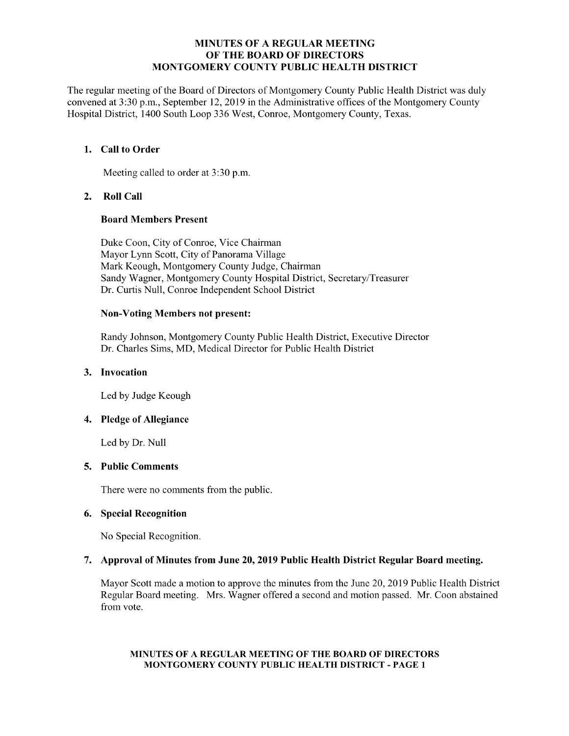# MINUTES OF A REGULAR MEETING
# OF THE BOARD OF DIRECTORS
# MONTGOMERY COUNTY PUBLIC HEALTH DISTRICT

The regular meeting of the Board of Directors of Montgomery County Public Health District was duly convened at 3:30 p.m., September 12, 2019 in the Administrative offices of the Montgomery County Hospital District, 1400 South Loop 336 West, Conroe, Montgomery County, Texas.

## 1. Call to Order

Meeting called to order at 3:30 p.m.

## 2. Roll Call

### Board Members Present

Duke Coon, City of Conroe, Vice Chairman
Mayor Lynn Scott, City of Panorama Village
Mark Keough, Montgomery County Judge, Chairman
Sandy Wagner, Montgomery County Hospital District, Secretary/Treasurer
Dr. Curtis Null, Conroe Independent School District

### Non-Voting Members not present:

Randy Johnson, Montgomery County Public Health District, Executive Director
Dr. Charles Sims, MD, Medical Director for Public Health District

## 3. Invocation

Led by Judge Keough

## 4. Pledge of Allegiance

Led by Dr. Null

## 5. Public Comments

There were no comments from the public.

## 6. Special Recognition

No Special Recognition.

## 7. Approval of Minutes from June 20, 2019 Public Health District Regular Board meeting.

Mayor Scott made a motion to approve the minutes from the June 20, 2019 Public Health District Regular Board meeting. Mrs. Wagner offered a second and motion passed. Mr. Coon abstained from vote.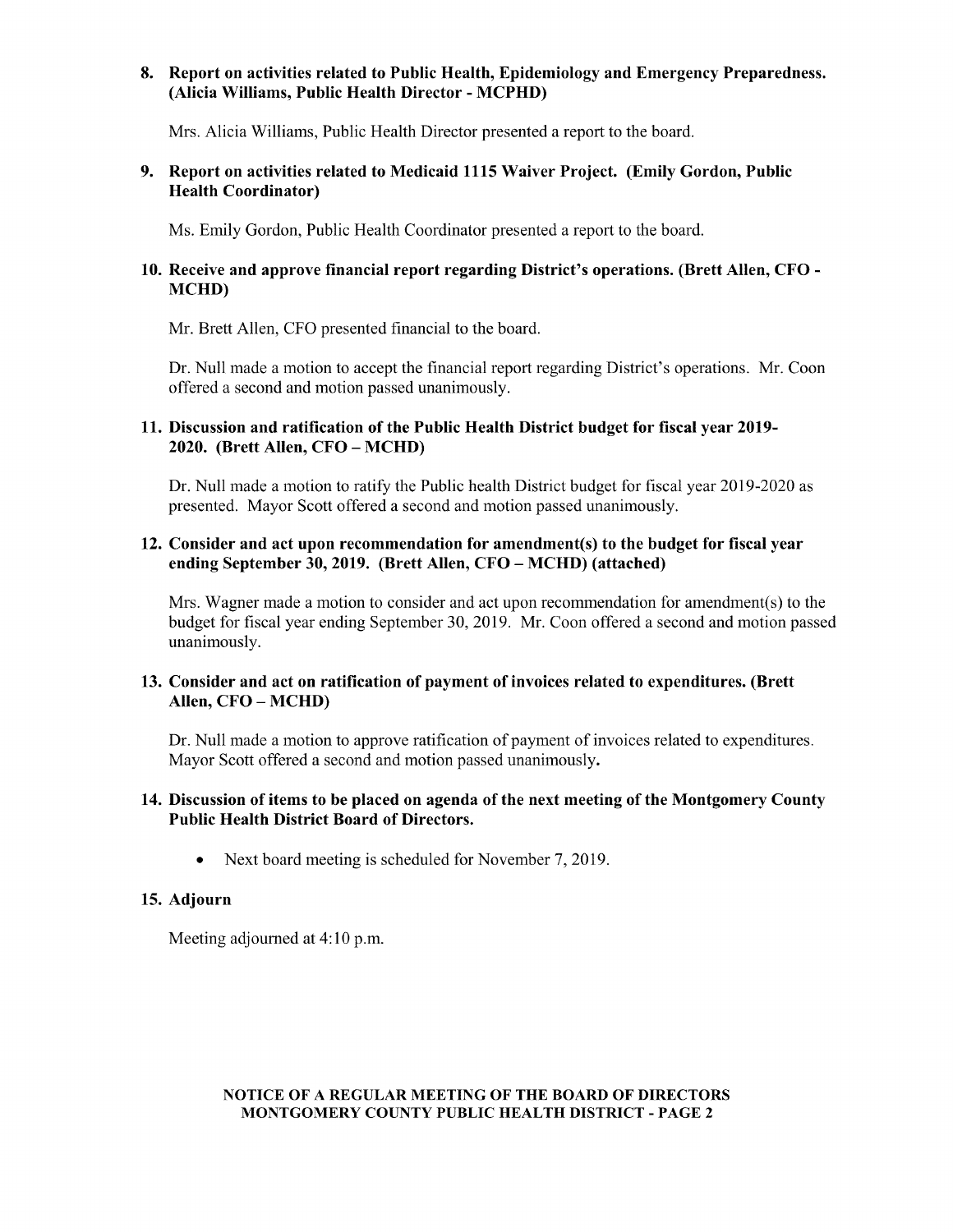**8. Report on activities related to Public Health, Epidemiology and Emergency Preparedness. (Alicia Williams, Public Health Director - MCPHD)**

Mrs. Alicia Williams, Public Health Director presented a report to the board.

**9. Report on activities related to Medicaid 1115 Waiver Project. (Emily Gordon, Public Health Coordinator)**

Ms. Emily Gordon, Public Health Coordinator presented a report to the board.

**10. Receive and approve financial report regarding District's operations. (Brett Allen, CFO - MCHD)**

Mr. Brett Allen, CFO presented financial to the board.

Dr. Null made a motion to accept the financial report regarding District's operations. Mr. Coon offered a second and motion passed unanimously.

**11. Discussion and ratification of the Public Health District budget for fiscal year 2019-2020. (Brett Allen, CFO – MCHD)**

Dr. Null made a motion to ratify the Public health District budget for fiscal year 2019-2020 as presented. Mayor Scott offered a second and motion passed unanimously.

**12. Consider and act upon recommendation for amendment(s) to the budget for fiscal year ending September 30, 2019. (Brett Allen, CFO – MCHD) (attached)**

Mrs. Wagner made a motion to consider and act upon recommendation for amendment(s) to the budget for fiscal year ending September 30, 2019. Mr. Coon offered a second and motion passed unanimously.

**13. Consider and act on ratification of payment of invoices related to expenditures. (Brett Allen, CFO – MCHD)**

Dr. Null made a motion to approve ratification of payment of invoices related to expenditures. Mayor Scott offered a second and motion passed unanimously.

**14. Discussion of items to be placed on agenda of the next meeting of the Montgomery County Public Health District Board of Directors.**

- Next board meeting is scheduled for November 7, 2019.

**15. Adjourn**

Meeting adjourned at 4:10 p.m.